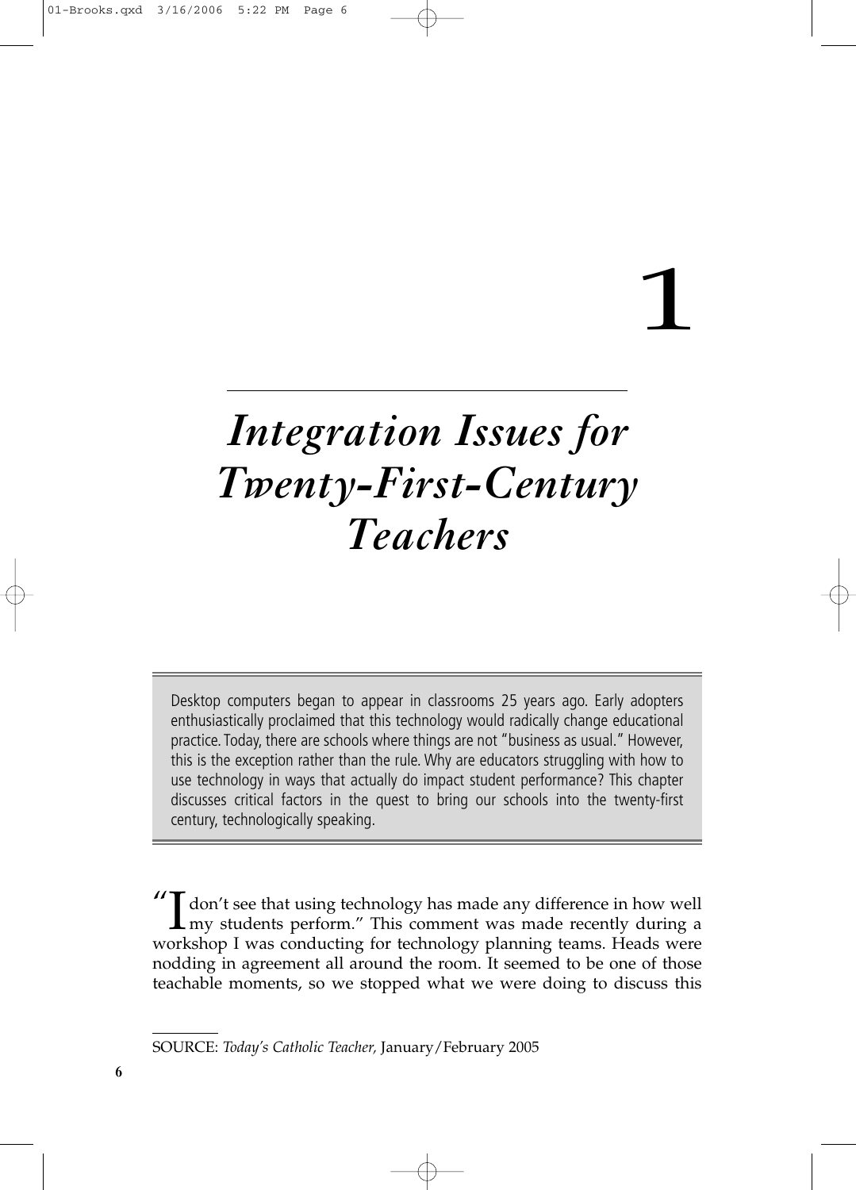# 1

# *Integration Issues for Twenty-First-Century Teachers*

> Desktop computers began to appear in classrooms 25 years ago. Early adopters enthusiastically proclaimed that this technology would radically change educational practice. Today, there are schools where things are not "business as usual." However, this is the exception rather than the rule. Why are educators struggling with how to use technology in ways that actually do impact student performance? This chapter discusses critical factors in the quest to bring our schools into the twenty-first century, technologically speaking.

"I don't see that using technology has made any difference in how well my students perform." This comment was made recently during a workshop I was conducting for technology planning teams. Heads were nodding in agreement all around the room. It seemed to be one of those teachable moments, so we stopped what we were doing to discuss this

---

SOURCE: *Today's Catholic Teacher,* January/February 2005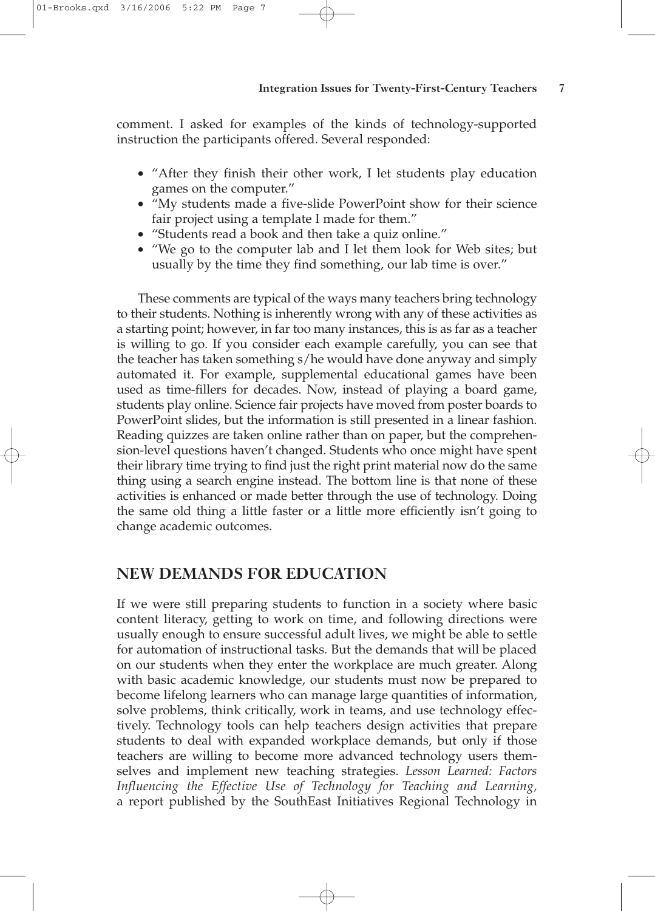comment. I asked for examples of the kinds of technology-supported instruction the participants offered. Several responded:

- "After they finish their other work, I let students play education games on the computer."
- "My students made a five-slide PowerPoint show for their science fair project using a template I made for them."
- "Students read a book and then take a quiz online."
- "We go to the computer lab and I let them look for Web sites; but usually by the time they find something, our lab time is over."

These comments are typical of the ways many teachers bring technology to their students. Nothing is inherently wrong with any of these activities as a starting point; however, in far too many instances, this is as far as a teacher is willing to go. If you consider each example carefully, you can see that the teacher has taken something s/he would have done anyway and simply automated it. For example, supplemental educational games have been used as time-fillers for decades. Now, instead of playing a board game, students play online. Science fair projects have moved from poster boards to PowerPoint slides, but the information is still presented in a linear fashion. Reading quizzes are taken online rather than on paper, but the comprehension-level questions haven't changed. Students who once might have spent their library time trying to find just the right print material now do the same thing using a search engine instead. The bottom line is that none of these activities is enhanced or made better through the use of technology. Doing the same old thing a little faster or a little more efficiently isn't going to change academic outcomes.

## NEW DEMANDS FOR EDUCATION

If we were still preparing students to function in a society where basic content literacy, getting to work on time, and following directions were usually enough to ensure successful adult lives, we might be able to settle for automation of instructional tasks. But the demands that will be placed on our students when they enter the workplace are much greater. Along with basic academic knowledge, our students must now be prepared to become lifelong learners who can manage large quantities of information, solve problems, think critically, work in teams, and use technology effectively. Technology tools can help teachers design activities that prepare students to deal with expanded workplace demands, but only if those teachers are willing to become more advanced technology users themselves and implement new teaching strategies. *Lesson Learned: Factors Influencing the Effective Use of Technology for Teaching and Learning,* a report published by the SouthEast Initiatives Regional Technology in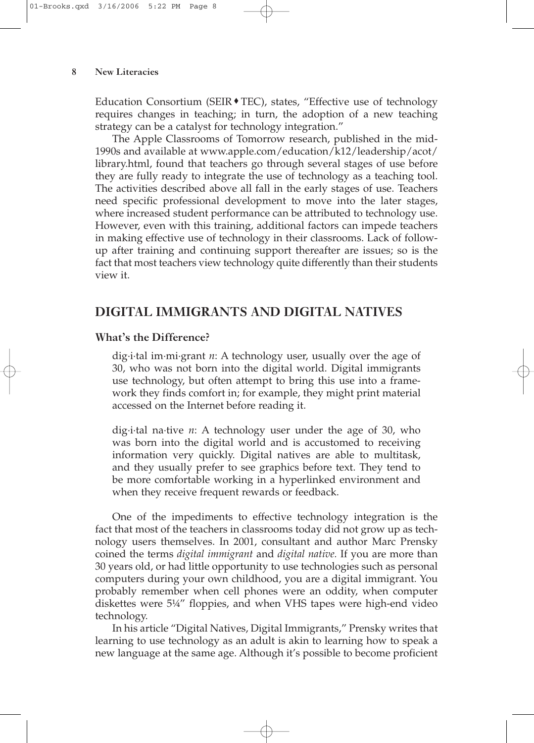Education Consortium (SEIR♦TEC), states, "Effective use of technology requires changes in teaching; in turn, the adoption of a new teaching strategy can be a catalyst for technology integration."

The Apple Classrooms of Tomorrow research, published in the mid-1990s and available at www.apple.com/education/k12/leadership/acot/library.html, found that teachers go through several stages of use before they are fully ready to integrate the use of technology as a teaching tool. The activities described above all fall in the early stages of use. Teachers need specific professional development to move into the later stages, where increased student performance can be attributed to technology use. However, even with this training, additional factors can impede teachers in making effective use of technology in their classrooms. Lack of follow-up after training and continuing support thereafter are issues; so is the fact that most teachers view technology quite differently than their students view it.

## DIGITAL IMMIGRANTS AND DIGITAL NATIVES

### What's the Difference?

> dig·i·tal im·mi·grant *n*: A technology user, usually over the age of 30, who was not born into the digital world. Digital immigrants use technology, but often attempt to bring this use into a framework they finds comfort in; for example, they might print material accessed on the Internet before reading it.
>
> dig·i·tal na·tive *n*: A technology user under the age of 30, who was born into the digital world and is accustomed to receiving information very quickly. Digital natives are able to multitask, and they usually prefer to see graphics before text. They tend to be more comfortable working in a hyperlinked environment and when they receive frequent rewards or feedback.

One of the impediments to effective technology integration is the fact that most of the teachers in classrooms today did not grow up as technology users themselves. In 2001, consultant and author Marc Prensky coined the terms *digital immigrant* and *digital native.* If you are more than 30 years old, or had little opportunity to use technologies such as personal computers during your own childhood, you are a digital immigrant. You probably remember when cell phones were an oddity, when computer diskettes were 5¼" floppies, and when VHS tapes were high-end video technology.

In his article "Digital Natives, Digital Immigrants," Prensky writes that learning to use technology as an adult is akin to learning how to speak a new language at the same age. Although it's possible to become proficient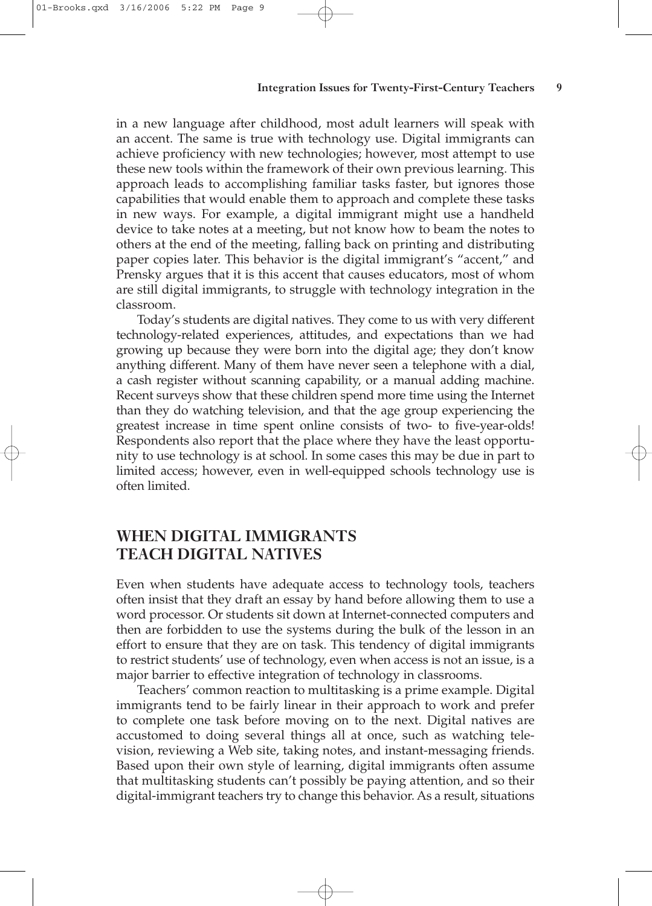in a new language after childhood, most adult learners will speak with an accent. The same is true with technology use. Digital immigrants can achieve proficiency with new technologies; however, most attempt to use these new tools within the framework of their own previous learning. This approach leads to accomplishing familiar tasks faster, but ignores those capabilities that would enable them to approach and complete these tasks in new ways. For example, a digital immigrant might use a handheld device to take notes at a meeting, but not know how to beam the notes to others at the end of the meeting, falling back on printing and distributing paper copies later. This behavior is the digital immigrant's "accent," and Prensky argues that it is this accent that causes educators, most of whom are still digital immigrants, to struggle with technology integration in the classroom.

Today's students are digital natives. They come to us with very different technology-related experiences, attitudes, and expectations than we had growing up because they were born into the digital age; they don't know anything different. Many of them have never seen a telephone with a dial, a cash register without scanning capability, or a manual adding machine. Recent surveys show that these children spend more time using the Internet than they do watching television, and that the age group experiencing the greatest increase in time spent online consists of two- to five-year-olds! Respondents also report that the place where they have the least opportunity to use technology is at school. In some cases this may be due in part to limited access; however, even in well-equipped schools technology use is often limited.

## WHEN DIGITAL IMMIGRANTS TEACH DIGITAL NATIVES

Even when students have adequate access to technology tools, teachers often insist that they draft an essay by hand before allowing them to use a word processor. Or students sit down at Internet-connected computers and then are forbidden to use the systems during the bulk of the lesson in an effort to ensure that they are on task. This tendency of digital immigrants to restrict students' use of technology, even when access is not an issue, is a major barrier to effective integration of technology in classrooms.

Teachers' common reaction to multitasking is a prime example. Digital immigrants tend to be fairly linear in their approach to work and prefer to complete one task before moving on to the next. Digital natives are accustomed to doing several things all at once, such as watching television, reviewing a Web site, taking notes, and instant-messaging friends. Based upon their own style of learning, digital immigrants often assume that multitasking students can't possibly be paying attention, and so their digital-immigrant teachers try to change this behavior. As a result, situations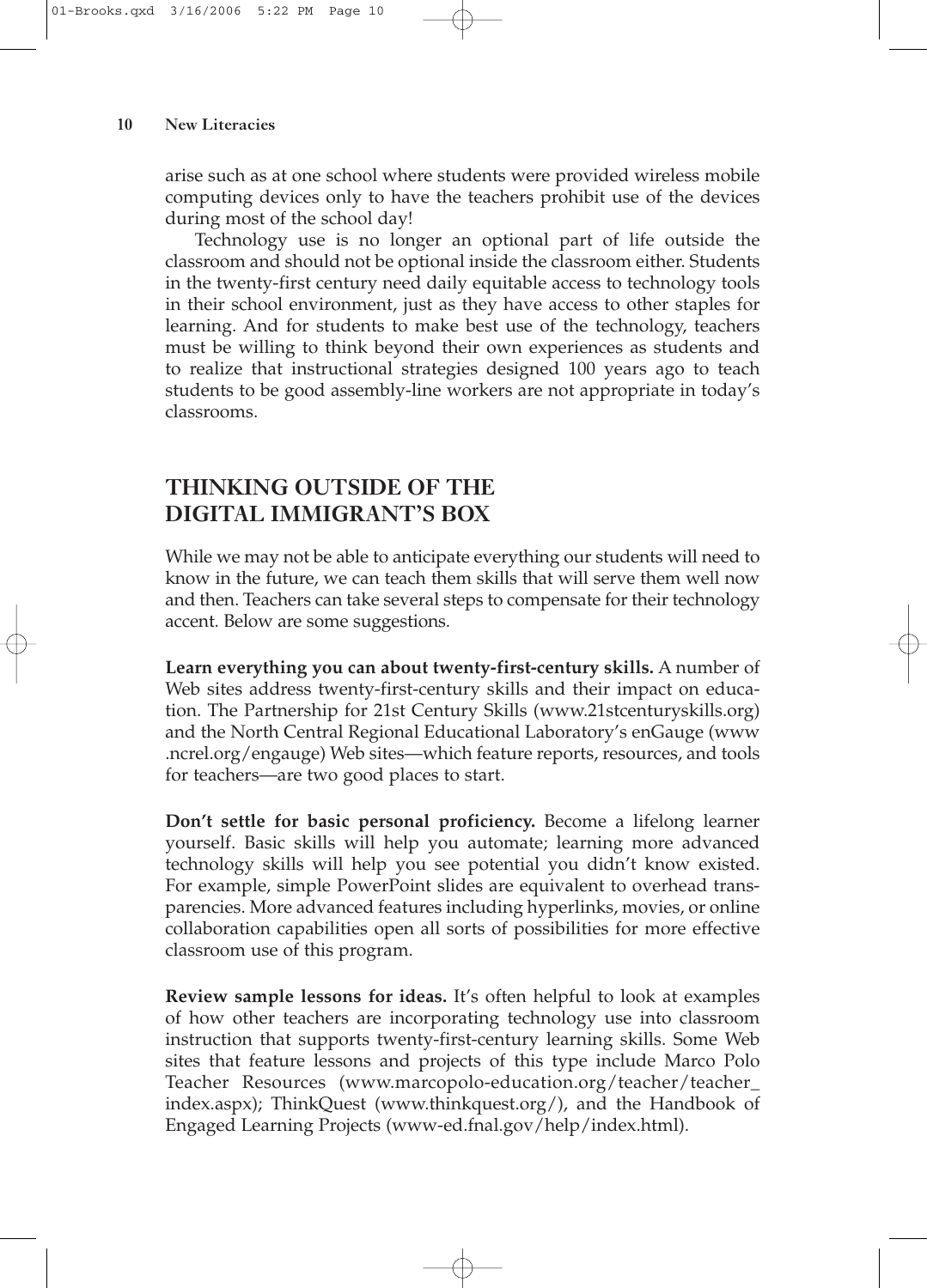arise such as at one school where students were provided wireless mobile computing devices only to have the teachers prohibit use of the devices during most of the school day!

Technology use is no longer an optional part of life outside the classroom and should not be optional inside the classroom either. Students in the twenty-first century need daily equitable access to technology tools in their school environment, just as they have access to other staples for learning. And for students to make best use of the technology, teachers must be willing to think beyond their own experiences as students and to realize that instructional strategies designed 100 years ago to teach students to be good assembly-line workers are not appropriate in today's classrooms.

## THINKING OUTSIDE OF THE DIGITAL IMMIGRANT'S BOX

While we may not be able to anticipate everything our students will need to know in the future, we can teach them skills that will serve them well now and then. Teachers can take several steps to compensate for their technology accent. Below are some suggestions.

**Learn everything you can about twenty-first-century skills.** A number of Web sites address twenty-first-century skills and their impact on education. The Partnership for 21st Century Skills (www.21stcenturyskills.org) and the North Central Regional Educational Laboratory's enGauge (www.ncrel.org/engauge) Web sites—which feature reports, resources, and tools for teachers—are two good places to start.

**Don't settle for basic personal proficiency.** Become a lifelong learner yourself. Basic skills will help you automate; learning more advanced technology skills will help you see potential you didn't know existed. For example, simple PowerPoint slides are equivalent to overhead transparencies. More advanced features including hyperlinks, movies, or online collaboration capabilities open all sorts of possibilities for more effective classroom use of this program.

**Review sample lessons for ideas.** It's often helpful to look at examples of how other teachers are incorporating technology use into classroom instruction that supports twenty-first-century learning skills. Some Web sites that feature lessons and projects of this type include Marco Polo Teacher Resources (www.marcopolo-education.org/teacher/teacher_index.aspx); ThinkQuest (www.thinkquest.org/), and the Handbook of Engaged Learning Projects (www-ed.fnal.gov/help/index.html).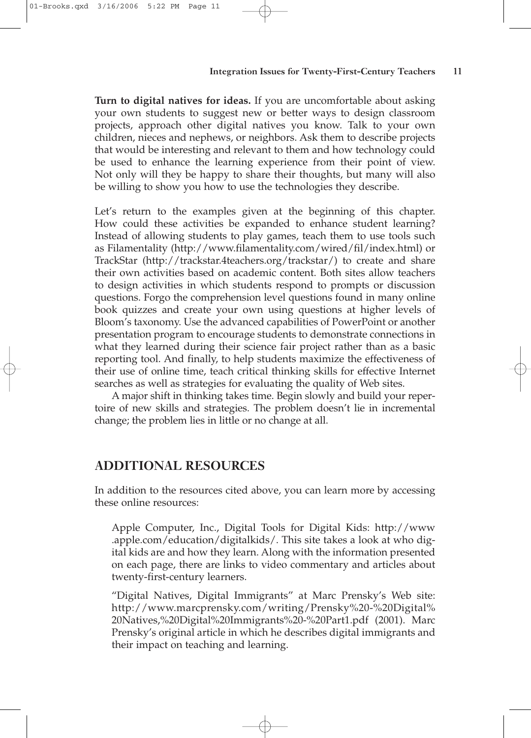**Turn to digital natives for ideas.** If you are uncomfortable about asking your own students to suggest new or better ways to design classroom projects, approach other digital natives you know. Talk to your own children, nieces and nephews, or neighbors. Ask them to describe projects that would be interesting and relevant to them and how technology could be used to enhance the learning experience from their point of view. Not only will they be happy to share their thoughts, but many will also be willing to show you how to use the technologies they describe.

Let's return to the examples given at the beginning of this chapter. How could these activities be expanded to enhance student learning? Instead of allowing students to play games, teach them to use tools such as Filamentality (http://www.filamentality.com/wired/fil/index.html) or TrackStar (http://trackstar.4teachers.org/trackstar/) to create and share their own activities based on academic content. Both sites allow teachers to design activities in which students respond to prompts or discussion questions. Forgo the comprehension level questions found in many online book quizzes and create your own using questions at higher levels of Bloom's taxonomy. Use the advanced capabilities of PowerPoint or another presentation program to encourage students to demonstrate connections in what they learned during their science fair project rather than as a basic reporting tool. And finally, to help students maximize the effectiveness of their use of online time, teach critical thinking skills for effective Internet searches as well as strategies for evaluating the quality of Web sites.

A major shift in thinking takes time. Begin slowly and build your repertoire of new skills and strategies. The problem doesn't lie in incremental change; the problem lies in little or no change at all.

## ADDITIONAL RESOURCES

In addition to the resources cited above, you can learn more by accessing these online resources:

Apple Computer, Inc., Digital Tools for Digital Kids: http://www.apple.com/education/digitalkids/. This site takes a look at who digital kids are and how they learn. Along with the information presented on each page, there are links to video commentary and articles about twenty-first-century learners.

"Digital Natives, Digital Immigrants" at Marc Prensky's Web site: http://www.marcprensky.com/writing/Prensky%20-%20Digital%20Natives,%20Digital%20Immigrants%20-%20Part1.pdf (2001). Marc Prensky's original article in which he describes digital immigrants and their impact on teaching and learning.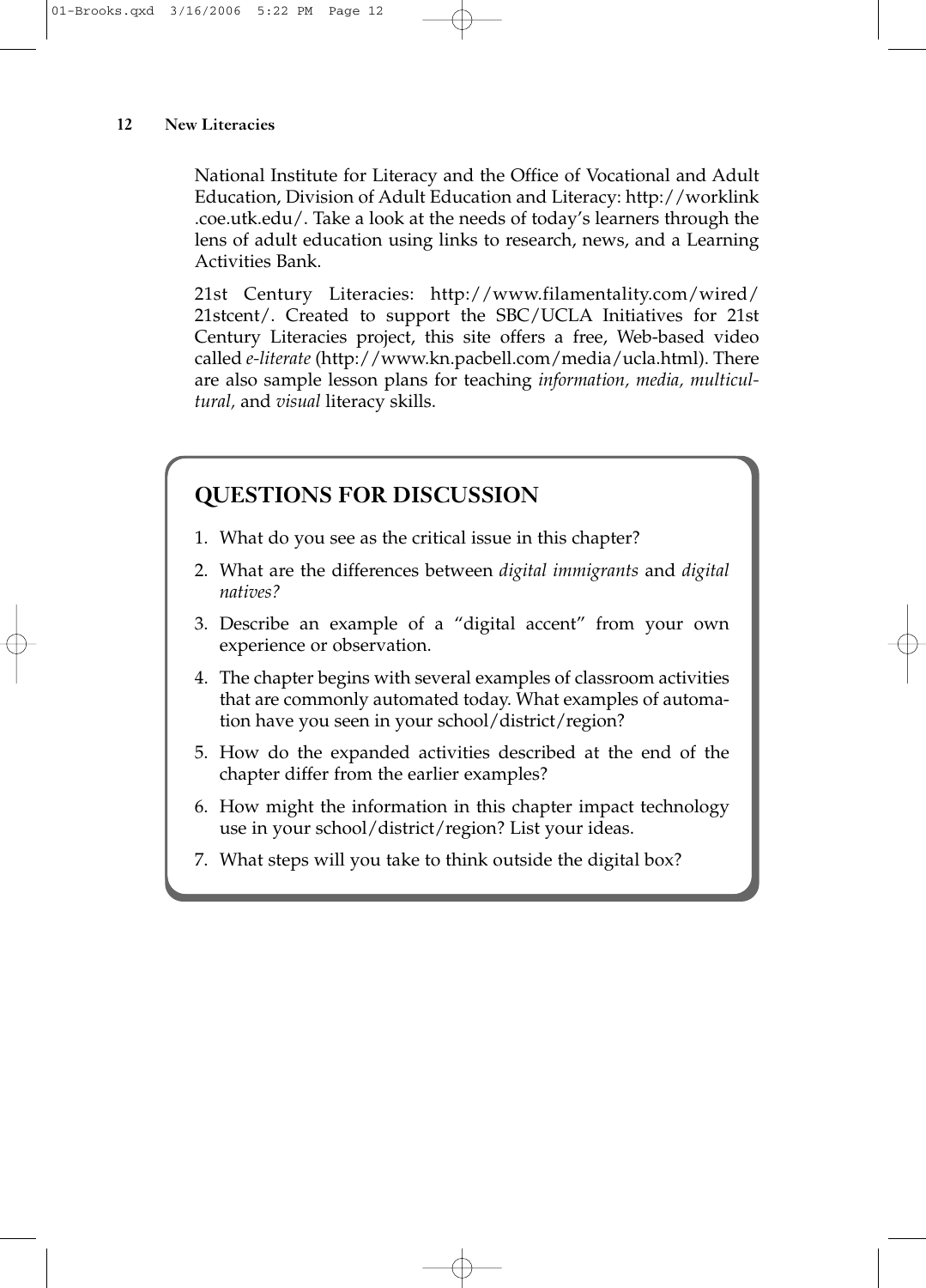National Institute for Literacy and the Office of Vocational and Adult Education, Division of Adult Education and Literacy: http://worklink.coe.utk.edu/. Take a look at the needs of today's learners through the lens of adult education using links to research, news, and a Learning Activities Bank.

21st Century Literacies: http://www.filamentality.com/wired/21stcent/. Created to support the SBC/UCLA Initiatives for 21st Century Literacies project, this site offers a free, Web-based video called *e-literate* (http://www.kn.pacbell.com/media/ucla.html). There are also sample lesson plans for teaching *information, media, multicultural,* and *visual* literacy skills.

## QUESTIONS FOR DISCUSSION

1. What do you see as the critical issue in this chapter?
2. What are the differences between *digital immigrants* and *digital natives?*
3. Describe an example of a "digital accent" from your own experience or observation.
4. The chapter begins with several examples of classroom activities that are commonly automated today. What examples of automation have you seen in your school/district/region?
5. How do the expanded activities described at the end of the chapter differ from the earlier examples?
6. How might the information in this chapter impact technology use in your school/district/region? List your ideas.
7. What steps will you take to think outside the digital box?